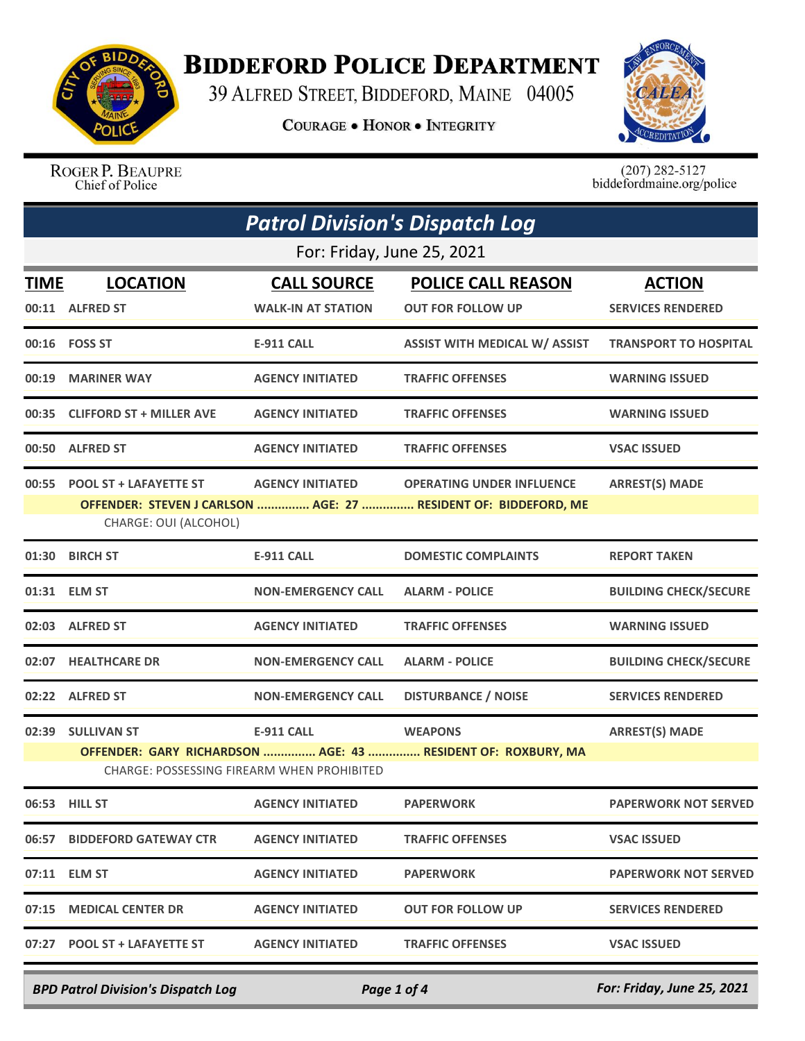# Biddeford Police Department

39 Alfred Street, Biddeford, Maine 04005

**Courage • Honor • Integrity**

Roger P. Beaupre
Chief of Police

(207) 282-5127
biddefordmaine.org/police

## *Patrol Division's Dispatch Log*

For: Friday, June 25, 2021

| TIME | LOCATION | CALL SOURCE | POLICE CALL REASON | ACTION |
|---|---|---|---|---|
| 00:11 | ALFRED ST | WALK-IN AT STATION | OUT FOR FOLLOW UP | SERVICES RENDERED |
| 00:16 | FOSS ST | E-911 CALL | ASSIST WITH MEDICAL W/ ASSIST | TRANSPORT TO HOSPITAL |
| 00:19 | MARINER WAY | AGENCY INITIATED | TRAFFIC OFFENSES | WARNING ISSUED |
| 00:35 | CLIFFORD ST + MILLER AVE | AGENCY INITIATED | TRAFFIC OFFENSES | WARNING ISSUED |
| 00:50 | ALFRED ST | AGENCY INITIATED | TRAFFIC OFFENSES | VSAC ISSUED |
| 00:55 | POOL ST + LAFAYETTE ST | AGENCY INITIATED | OPERATING UNDER INFLUENCE | ARREST(S) MADE |
| | OFFENDER: STEVEN J CARLSON ............... AGE: 27 ............... RESIDENT OF: BIDDEFORD, ME | | | |
| | CHARGE: OUI (ALCOHOL) | | | |
| 01:30 | BIRCH ST | E-911 CALL | DOMESTIC COMPLAINTS | REPORT TAKEN |
| 01:31 | ELM ST | NON-EMERGENCY CALL | ALARM - POLICE | BUILDING CHECK/SECURE |
| 02:03 | ALFRED ST | AGENCY INITIATED | TRAFFIC OFFENSES | WARNING ISSUED |
| 02:07 | HEALTHCARE DR | NON-EMERGENCY CALL | ALARM - POLICE | BUILDING CHECK/SECURE |
| 02:22 | ALFRED ST | NON-EMERGENCY CALL | DISTURBANCE / NOISE | SERVICES RENDERED |
| 02:39 | SULLIVAN ST | E-911 CALL | WEAPONS | ARREST(S) MADE |
| | OFFENDER: GARY RICHARDSON ............... AGE: 43 ............... RESIDENT OF: ROXBURY, MA | | | |
| | CHARGE: POSSESSING FIREARM WHEN PROHIBITED | | | |
| 06:53 | HILL ST | AGENCY INITIATED | PAPERWORK | PAPERWORK NOT SERVED |
| 06:57 | BIDDEFORD GATEWAY CTR | AGENCY INITIATED | TRAFFIC OFFENSES | VSAC ISSUED |
| 07:11 | ELM ST | AGENCY INITIATED | PAPERWORK | PAPERWORK NOT SERVED |
| 07:15 | MEDICAL CENTER DR | AGENCY INITIATED | OUT FOR FOLLOW UP | SERVICES RENDERED |
| 07:27 | POOL ST + LAFAYETTE ST | AGENCY INITIATED | TRAFFIC OFFENSES | VSAC ISSUED |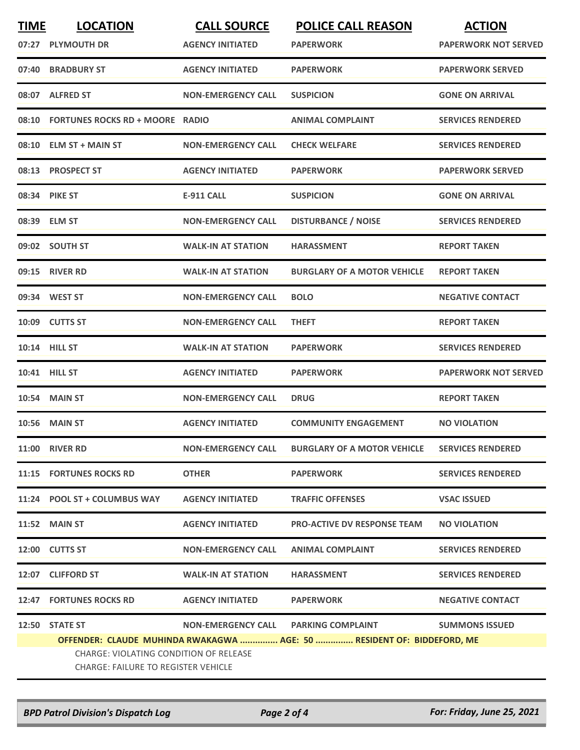| TIME | LOCATION | CALL SOURCE | POLICE CALL REASON | ACTION |
|---|---|---|---|---|
| 07:27 | PLYMOUTH DR | AGENCY INITIATED | PAPERWORK | PAPERWORK NOT SERVED |
| 07:40 | BRADBURY ST | AGENCY INITIATED | PAPERWORK | PAPERWORK SERVED |
| 08:07 | ALFRED ST | NON-EMERGENCY CALL | SUSPICION | GONE ON ARRIVAL |
| 08:10 | FORTUNES ROCKS RD + MOORE | RADIO | ANIMAL COMPLAINT | SERVICES RENDERED |
| 08:10 | ELM ST + MAIN ST | NON-EMERGENCY CALL | CHECK WELFARE | SERVICES RENDERED |
| 08:13 | PROSPECT ST | AGENCY INITIATED | PAPERWORK | PAPERWORK SERVED |
| 08:34 | PIKE ST | E-911 CALL | SUSPICION | GONE ON ARRIVAL |
| 08:39 | ELM ST | NON-EMERGENCY CALL | DISTURBANCE / NOISE | SERVICES RENDERED |
| 09:02 | SOUTH ST | WALK-IN AT STATION | HARASSMENT | REPORT TAKEN |
| 09:15 | RIVER RD | WALK-IN AT STATION | BURGLARY OF A MOTOR VEHICLE | REPORT TAKEN |
| 09:34 | WEST ST | NON-EMERGENCY CALL | BOLO | NEGATIVE CONTACT |
| 10:09 | CUTTS ST | NON-EMERGENCY CALL | THEFT | REPORT TAKEN |
| 10:14 | HILL ST | WALK-IN AT STATION | PAPERWORK | SERVICES RENDERED |
| 10:41 | HILL ST | AGENCY INITIATED | PAPERWORK | PAPERWORK NOT SERVED |
| 10:54 | MAIN ST | NON-EMERGENCY CALL | DRUG | REPORT TAKEN |
| 10:56 | MAIN ST | AGENCY INITIATED | COMMUNITY ENGAGEMENT | NO VIOLATION |
| 11:00 | RIVER RD | NON-EMERGENCY CALL | BURGLARY OF A MOTOR VEHICLE | SERVICES RENDERED |
| 11:15 | FORTUNES ROCKS RD | OTHER | PAPERWORK | SERVICES RENDERED |
| 11:24 | POOL ST + COLUMBUS WAY | AGENCY INITIATED | TRAFFIC OFFENSES | VSAC ISSUED |
| 11:52 | MAIN ST | AGENCY INITIATED | PRO-ACTIVE DV RESPONSE TEAM | NO VIOLATION |
| 12:00 | CUTTS ST | NON-EMERGENCY CALL | ANIMAL COMPLAINT | SERVICES RENDERED |
| 12:07 | CLIFFORD ST | WALK-IN AT STATION | HARASSMENT | SERVICES RENDERED |
| 12:47 | FORTUNES ROCKS RD | AGENCY INITIATED | PAPERWORK | NEGATIVE CONTACT |
| 12:50 | STATE ST | NON-EMERGENCY CALL | PARKING COMPLAINT | SUMMONS ISSUED |

**OFFENDER: CLAUDE MUHINDA RWAKAGWA ............... AGE: 50 ............... RESIDENT OF: BIDDEFORD, ME**

CHARGE: VIOLATING CONDITION OF RELEASE

CHARGE: FAILURE TO REGISTER VEHICLE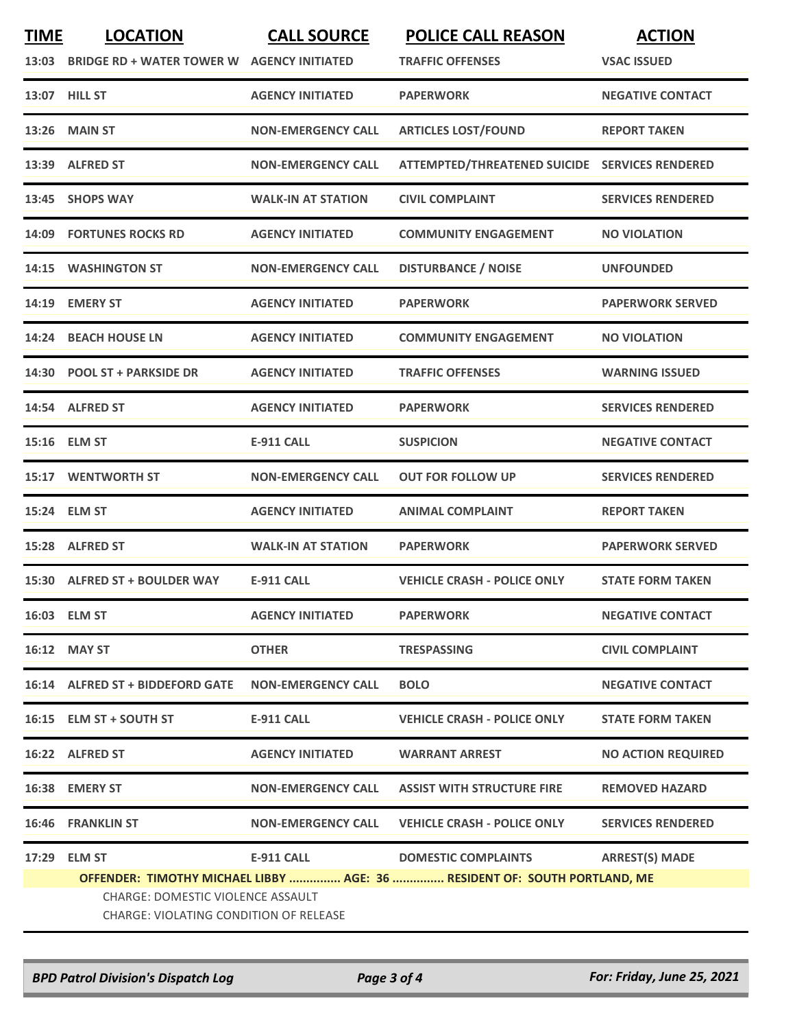| TIME | LOCATION | CALL SOURCE | POLICE CALL REASON | ACTION |
|---|---|---|---|---|
| 13:03 | BRIDGE RD + WATER TOWER W | AGENCY INITIATED | TRAFFIC OFFENSES | VSAC ISSUED |
| 13:07 | HILL ST | AGENCY INITIATED | PAPERWORK | NEGATIVE CONTACT |
| 13:26 | MAIN ST | NON-EMERGENCY CALL | ARTICLES LOST/FOUND | REPORT TAKEN |
| 13:39 | ALFRED ST | NON-EMERGENCY CALL | ATTEMPTED/THREATENED SUICIDE | SERVICES RENDERED |
| 13:45 | SHOPS WAY | WALK-IN AT STATION | CIVIL COMPLAINT | SERVICES RENDERED |
| 14:09 | FORTUNES ROCKS RD | AGENCY INITIATED | COMMUNITY ENGAGEMENT | NO VIOLATION |
| 14:15 | WASHINGTON ST | NON-EMERGENCY CALL | DISTURBANCE / NOISE | UNFOUNDED |
| 14:19 | EMERY ST | AGENCY INITIATED | PAPERWORK | PAPERWORK SERVED |
| 14:24 | BEACH HOUSE LN | AGENCY INITIATED | COMMUNITY ENGAGEMENT | NO VIOLATION |
| 14:30 | POOL ST + PARKSIDE DR | AGENCY INITIATED | TRAFFIC OFFENSES | WARNING ISSUED |
| 14:54 | ALFRED ST | AGENCY INITIATED | PAPERWORK | SERVICES RENDERED |
| 15:16 | ELM ST | E-911 CALL | SUSPICION | NEGATIVE CONTACT |
| 15:17 | WENTWORTH ST | NON-EMERGENCY CALL | OUT FOR FOLLOW UP | SERVICES RENDERED |
| 15:24 | ELM ST | AGENCY INITIATED | ANIMAL COMPLAINT | REPORT TAKEN |
| 15:28 | ALFRED ST | WALK-IN AT STATION | PAPERWORK | PAPERWORK SERVED |
| 15:30 | ALFRED ST + BOULDER WAY | E-911 CALL | VEHICLE CRASH - POLICE ONLY | STATE FORM TAKEN |
| 16:03 | ELM ST | AGENCY INITIATED | PAPERWORK | NEGATIVE CONTACT |
| 16:12 | MAY ST | OTHER | TRESPASSING | CIVIL COMPLAINT |
| 16:14 | ALFRED ST + BIDDEFORD GATE | NON-EMERGENCY CALL | BOLO | NEGATIVE CONTACT |
| 16:15 | ELM ST + SOUTH ST | E-911 CALL | VEHICLE CRASH - POLICE ONLY | STATE FORM TAKEN |
| 16:22 | ALFRED ST | AGENCY INITIATED | WARRANT ARREST | NO ACTION REQUIRED |
| 16:38 | EMERY ST | NON-EMERGENCY CALL | ASSIST WITH STRUCTURE FIRE | REMOVED HAZARD |
| 16:46 | FRANKLIN ST | NON-EMERGENCY CALL | VEHICLE CRASH - POLICE ONLY | SERVICES RENDERED |
| 17:29 | ELM ST | E-911 CALL | DOMESTIC COMPLAINTS | ARREST(S) MADE |

**OFFENDER: TIMOTHY MICHAEL LIBBY ............... AGE: 36 ............... RESIDENT OF: SOUTH PORTLAND, ME**

CHARGE: DOMESTIC VIOLENCE ASSAULT
CHARGE: VIOLATING CONDITION OF RELEASE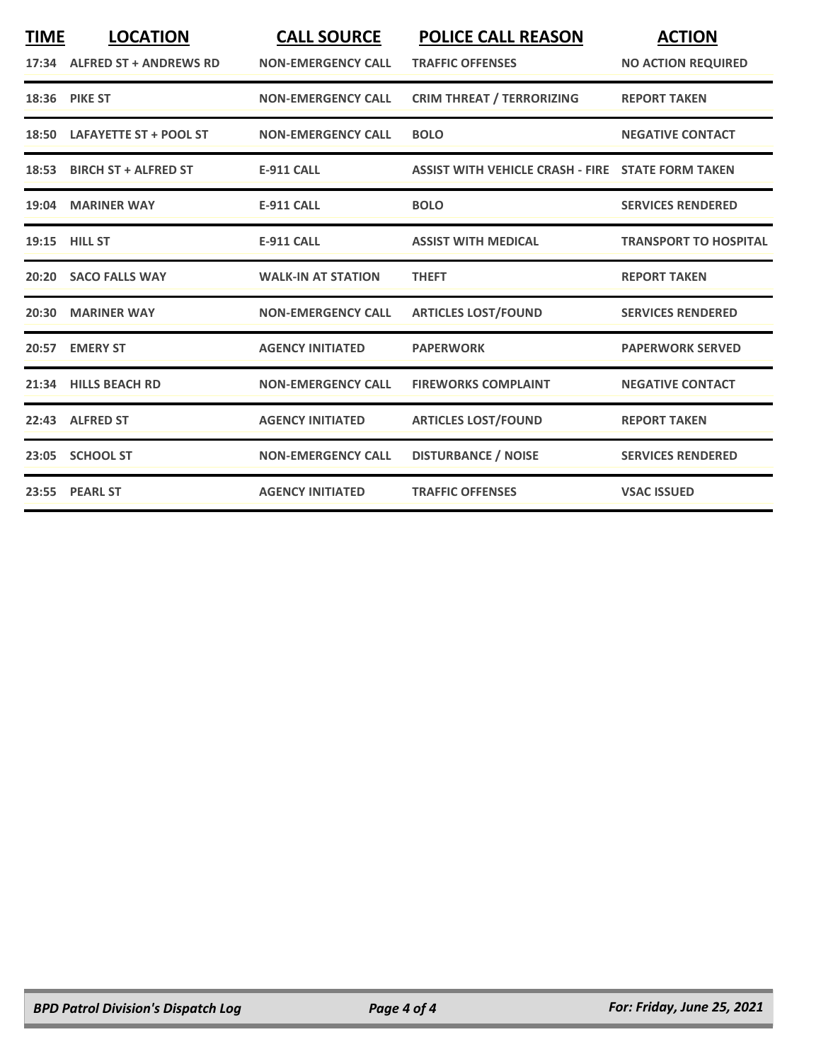| TIME | LOCATION | CALL SOURCE | POLICE CALL REASON | ACTION |
|---|---|---|---|---|
| 17:34 | ALFRED ST + ANDREWS RD | NON-EMERGENCY CALL | TRAFFIC OFFENSES | NO ACTION REQUIRED |
| 18:36 | PIKE ST | NON-EMERGENCY CALL | CRIM THREAT / TERRORIZING | REPORT TAKEN |
| 18:50 | LAFAYETTE ST + POOL ST | NON-EMERGENCY CALL | BOLO | NEGATIVE CONTACT |
| 18:53 | BIRCH ST + ALFRED ST | E-911 CALL | ASSIST WITH VEHICLE CRASH - FIRE | STATE FORM TAKEN |
| 19:04 | MARINER WAY | E-911 CALL | BOLO | SERVICES RENDERED |
| 19:15 | HILL ST | E-911 CALL | ASSIST WITH MEDICAL | TRANSPORT TO HOSPITAL |
| 20:20 | SACO FALLS WAY | WALK-IN AT STATION | THEFT | REPORT TAKEN |
| 20:30 | MARINER WAY | NON-EMERGENCY CALL | ARTICLES LOST/FOUND | SERVICES RENDERED |
| 20:57 | EMERY ST | AGENCY INITIATED | PAPERWORK | PAPERWORK SERVED |
| 21:34 | HILLS BEACH RD | NON-EMERGENCY CALL | FIREWORKS COMPLAINT | NEGATIVE CONTACT |
| 22:43 | ALFRED ST | AGENCY INITIATED | ARTICLES LOST/FOUND | REPORT TAKEN |
| 23:05 | SCHOOL ST | NON-EMERGENCY CALL | DISTURBANCE / NOISE | SERVICES RENDERED |
| 23:55 | PEARL ST | AGENCY INITIATED | TRAFFIC OFFENSES | VSAC ISSUED |